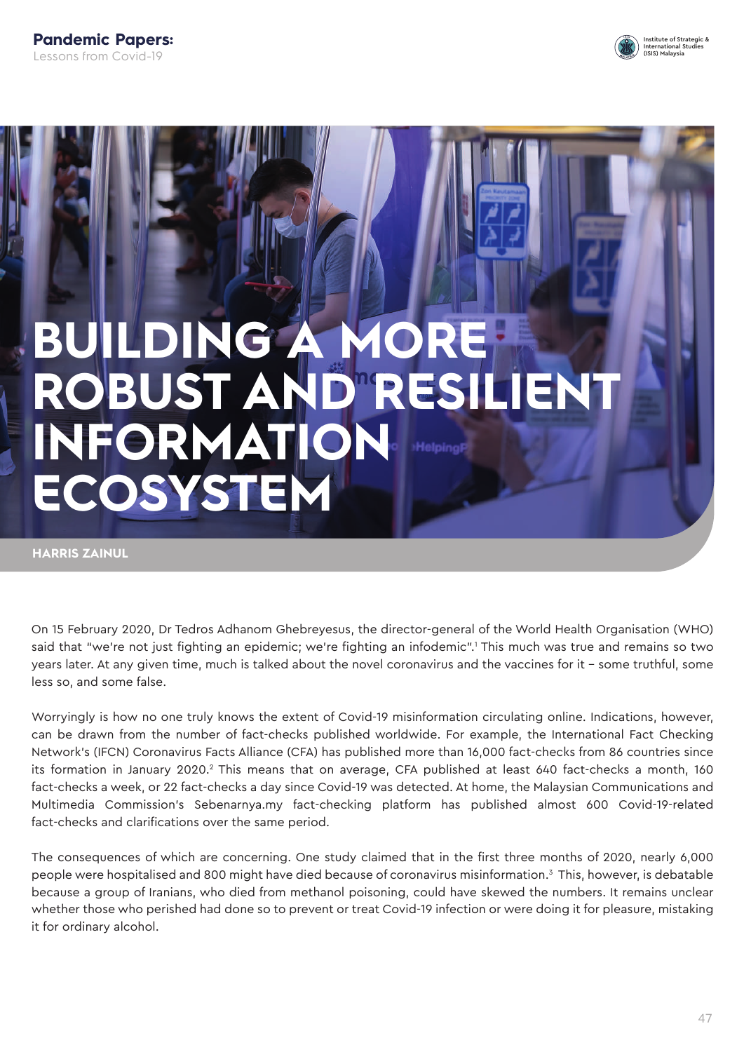# BUILDING A MORE ROBUST AND RESILIENT INFORMATION ECOSYSTEM

**HARRIS ZAINUL**

On 15 February 2020, Dr Tedros Adhanom Ghebreyesus, the director-general of the World Health Organisation (WHO) said that "we're not just fighting an epidemic; we're fighting an infodemic".[1] This much was true and remains so two years later. At any given time, much is talked about the novel coronavirus and the vaccines for it – some truthful, some less so, and some false.

Worryingly is how no one truly knows the extent of Covid-19 misinformation circulating online. Indications, however, can be drawn from the number of fact-checks published worldwide. For example, the International Fact Checking Network's (IFCN) Coronavirus Facts Alliance (CFA) has published more than 16,000 fact-checks from 86 countries since its formation in January 2020.[2] This means that on average, CFA published at least 640 fact-checks a month, 160 fact-checks a week, or 22 fact-checks a day since Covid-19 was detected. At home, the Malaysian Communications and Multimedia Commission's Sebenarnya.my fact-checking platform has published almost 600 Covid-19-related fact-checks and clarifications over the same period.

The consequences of which are concerning. One study claimed that in the first three months of 2020, nearly 6,000 people were hospitalised and 800 might have died because of coronavirus misinformation.[3] This, however, is debatable because a group of Iranians, who died from methanol poisoning, could have skewed the numbers. It remains unclear whether those who perished had done so to prevent or treat Covid-19 infection or were doing it for pleasure, mistaking it for ordinary alcohol.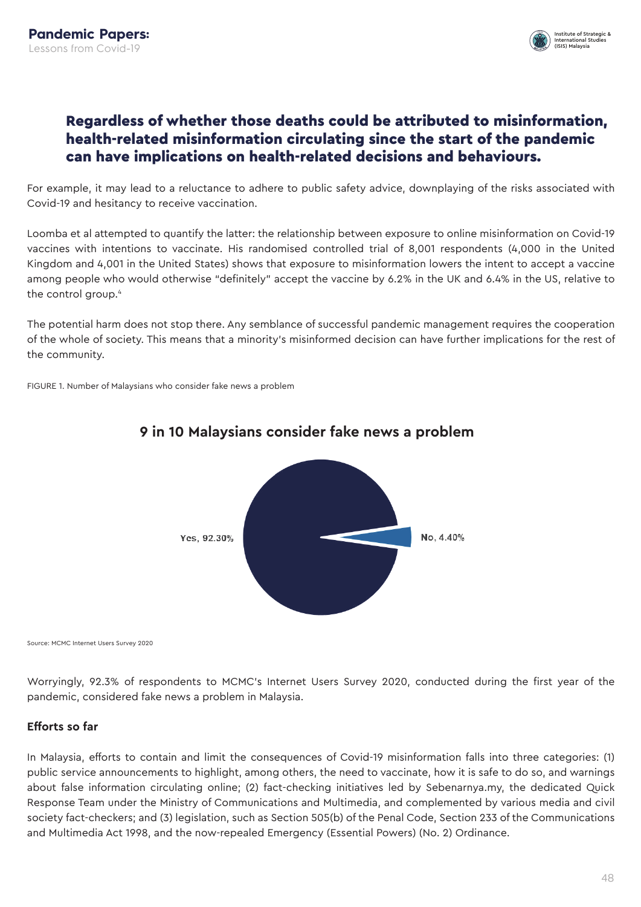## Regardless of whether those deaths could be attributed to misinformation, health-related misinformation circulating since the start of the pandemic can have implications on health-related decisions and behaviours.

For example, it may lead to a reluctance to adhere to public safety advice, downplaying of the risks associated with Covid-19 and hesitancy to receive vaccination.

Loomba et al attempted to quantify the latter: the relationship between exposure to online misinformation on Covid-19 vaccines with intentions to vaccinate. His randomised controlled trial of 8,001 respondents (4,000 in the United Kingdom and 4,001 in the United States) shows that exposure to misinformation lowers the intent to accept a vaccine among people who would otherwise "definitely" accept the vaccine by 6.2% in the UK and 6.4% in the US, relative to the control group.[4]

The potential harm does not stop there. Any semblance of successful pandemic management requires the cooperation of the whole of society. This means that a minority's misinformed decision can have further implications for the rest of the community.

FIGURE 1. Number of Malaysians who consider fake news a problem

**9 in 10 Malaysians consider fake news a problem**

Yes, 92.30%

No, 4.40%

Source: MCMC Internet Users Survey 2020

Worryingly, 92.3% of respondents to MCMC's Internet Users Survey 2020, conducted during the first year of the pandemic, considered fake news a problem in Malaysia.

### Efforts so far

In Malaysia, efforts to contain and limit the consequences of Covid-19 misinformation falls into three categories: (1) public service announcements to highlight, among others, the need to vaccinate, how it is safe to do so, and warnings about false information circulating online; (2) fact-checking initiatives led by Sebenarnya.my, the dedicated Quick Response Team under the Ministry of Communications and Multimedia, and complemented by various media and civil society fact-checkers; and (3) legislation, such as Section 505(b) of the Penal Code, Section 233 of the Communications and Multimedia Act 1998, and the now-repealed Emergency (Essential Powers) (No. 2) Ordinance.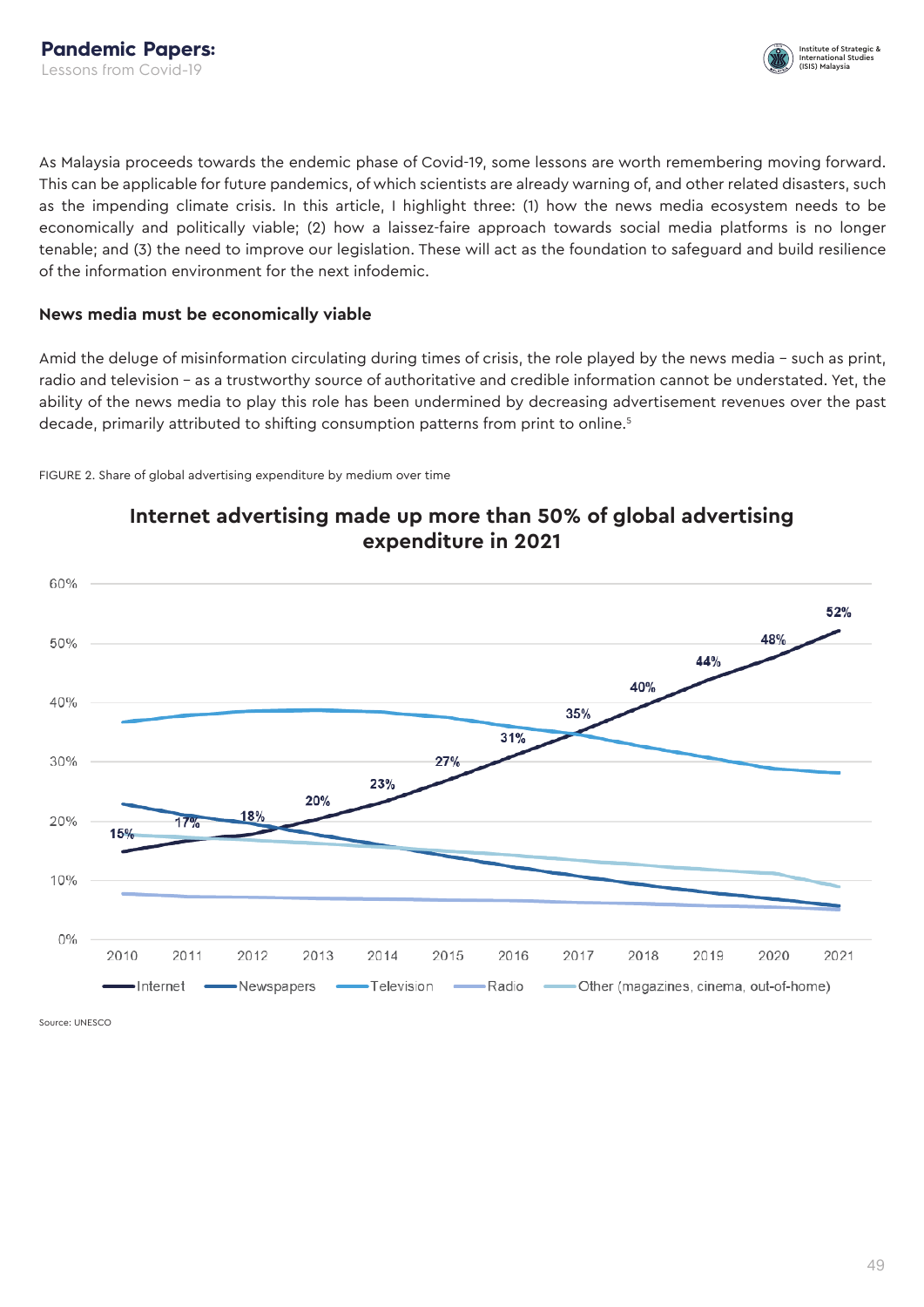As Malaysia proceeds towards the endemic phase of Covid-19, some lessons are worth remembering moving forward. This can be applicable for future pandemics, of which scientists are already warning of, and other related disasters, such as the impending climate crisis. In this article, I highlight three: (1) how the news media ecosystem needs to be economically and politically viable; (2) how a laissez-faire approach towards social media platforms is no longer tenable; and (3) the need to improve our legislation. These will act as the foundation to safeguard and build resilience of the information environment for the next infodemic.

## News media must be economically viable

Amid the deluge of misinformation circulating during times of crisis, the role played by the news media – such as print, radio and television – as a trustworthy source of authoritative and credible information cannot be understated. Yet, the ability of the news media to play this role has been undermined by decreasing advertisement revenues over the past decade, primarily attributed to shifting consumption patterns from print to online.[5]

FIGURE 2. Share of global advertising expenditure by medium over time

**Internet advertising made up more than 50% of global advertising expenditure in 2021**

Source: UNESCO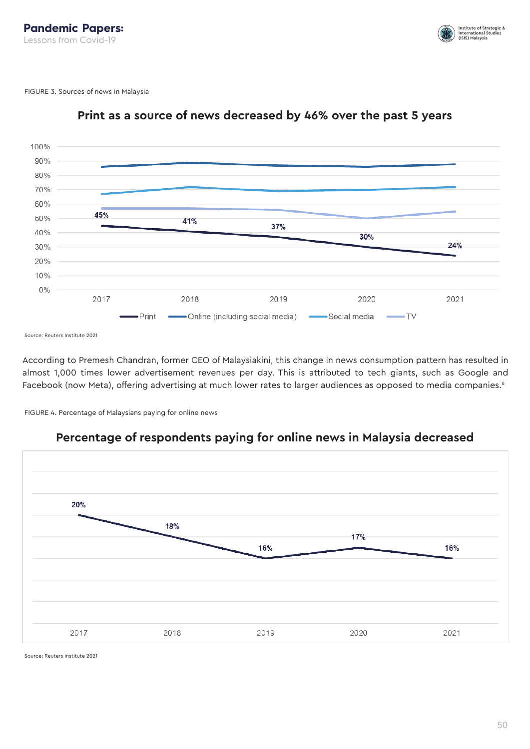FIGURE 3. Sources of news in Malaysia

**Print as a source of news decreased by 46% over the past 5 years**

| | 2017 | 2018 | 2019 | 2020 | 2021 |
|---|---|---|---|---|---|
| Print | 45% | 41% | 37% | 30% | 24% |

Legend: Print, Online (including social media), Social media, TV

Source: Reuters Institute 2021

According to Premesh Chandran, former CEO of Malaysiakini, this change in news consumption pattern has resulted in almost 1,000 times lower advertisement revenues per day. This is attributed to tech giants, such as Google and Facebook (now Meta), offering advertising at much lower rates to larger audiences as opposed to media companies.[6]

FIGURE 4. Percentage of Malaysians paying for online news

**Percentage of respondents paying for online news in Malaysia decreased**

| 2017 | 2018 | 2019 | 2020 | 2021 |
|---|---|---|---|---|
| 20% | 18% | 16% | 17% | 16% |

Source: Reuters Institute 2021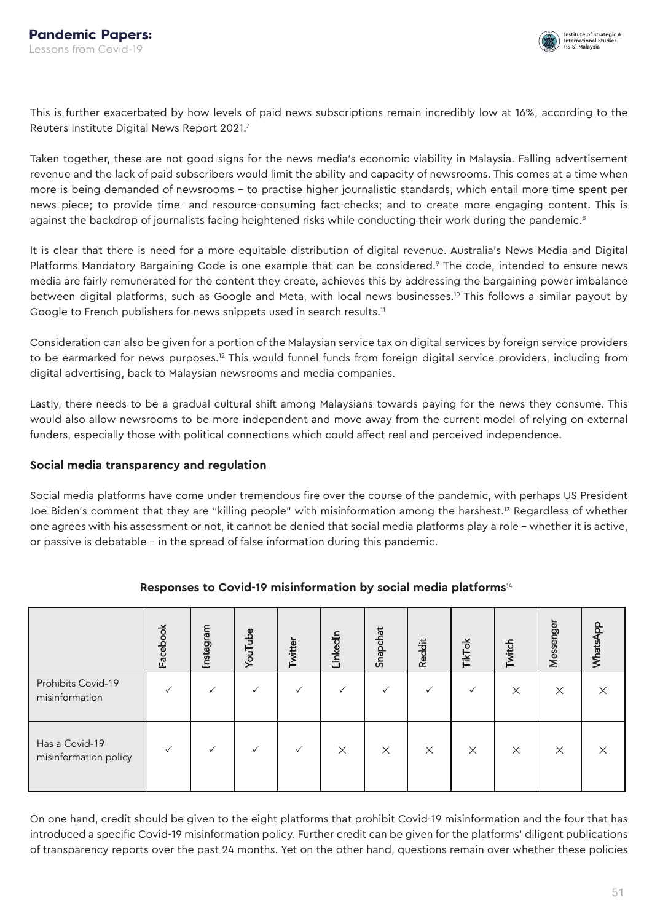This is further exacerbated by how levels of paid news subscriptions remain incredibly low at 16%, according to the Reuters Institute Digital News Report 2021.[7]

Taken together, these are not good signs for the news media's economic viability in Malaysia. Falling advertisement revenue and the lack of paid subscribers would limit the ability and capacity of newsrooms. This comes at a time when more is being demanded of newsrooms – to practise higher journalistic standards, which entail more time spent per news piece; to provide time- and resource-consuming fact-checks; and to create more engaging content. This is against the backdrop of journalists facing heightened risks while conducting their work during the pandemic.[8]

It is clear that there is need for a more equitable distribution of digital revenue. Australia's News Media and Digital Platforms Mandatory Bargaining Code is one example that can be considered.[9] The code, intended to ensure news media are fairly remunerated for the content they create, achieves this by addressing the bargaining power imbalance between digital platforms, such as Google and Meta, with local news businesses.[10] This follows a similar payout by Google to French publishers for news snippets used in search results.[11]

Consideration can also be given for a portion of the Malaysian service tax on digital services by foreign service providers to be earmarked for news purposes.[12] This would funnel funds from foreign digital service providers, including from digital advertising, back to Malaysian newsrooms and media companies.

Lastly, there needs to be a gradual cultural shift among Malaysians towards paying for the news they consume. This would also allow newsrooms to be more independent and move away from the current model of relying on external funders, especially those with political connections which could affect real and perceived independence.

### Social media transparency and regulation

Social media platforms have come under tremendous fire over the course of the pandemic, with perhaps US President Joe Biden's comment that they are "killing people" with misinformation among the harshest.[13] Regardless of whether one agrees with his assessment or not, it cannot be denied that social media platforms play a role – whether it is active, or passive is debatable – in the spread of false information during this pandemic.

**Responses to Covid-19 misinformation by social media platforms**[14]

| | Facebook | Instagram | YouTube | Twitter | LinkedIn | Snapchat | Reddit | TikTok | Twitch | Messenger | WhatsApp |
|---|---|---|---|---|---|---|---|---|---|---|---|
| Prohibits Covid-19 misinformation | ✓ | ✓ | ✓ | ✓ | ✓ | ✓ | ✓ | ✓ | × | × | × |
| Has a Covid-19 misinformation policy | ✓ | ✓ | ✓ | ✓ | × | × | × | × | × | × | × |

On one hand, credit should be given to the eight platforms that prohibit Covid-19 misinformation and the four that has introduced a specific Covid-19 misinformation policy. Further credit can be given for the platforms' diligent publications of transparency reports over the past 24 months. Yet on the other hand, questions remain over whether these policies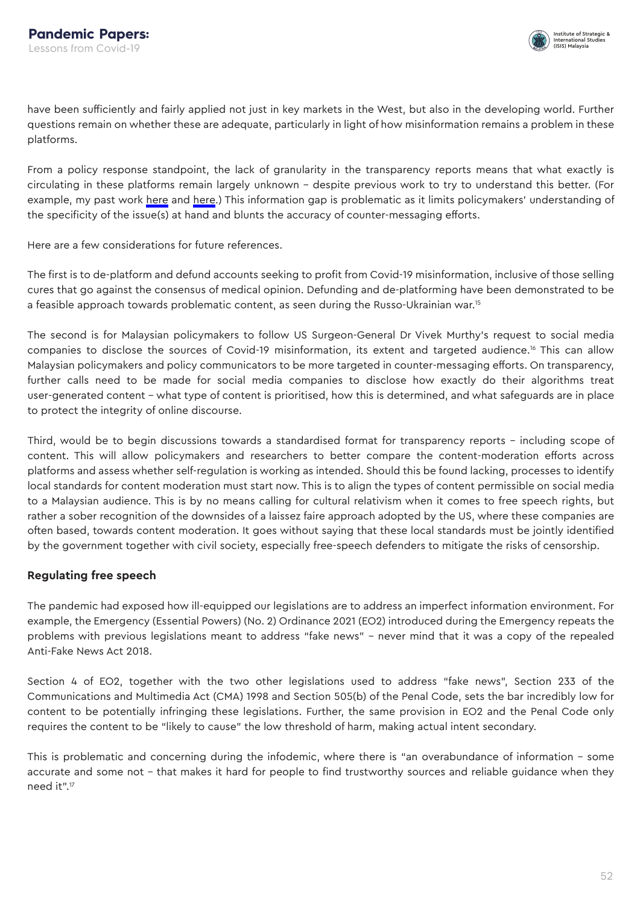have been sufficiently and fairly applied not just in key markets in the West, but also in the developing world. Further questions remain on whether these are adequate, particularly in light of how misinformation remains a problem in these platforms.

From a policy response standpoint, the lack of granularity in the transparency reports means that what exactly is circulating in these platforms remain largely unknown – despite previous work to try to understand this better. (For example, my past work here and here.) This information gap is problematic as it limits policymakers' understanding of the specificity of the issue(s) at hand and blunts the accuracy of counter-messaging efforts.

Here are a few considerations for future references.

The first is to de-platform and defund accounts seeking to profit from Covid-19 misinformation, inclusive of those selling cures that go against the consensus of medical opinion. Defunding and de-platforming have been demonstrated to be a feasible approach towards problematic content, as seen during the Russo-Ukrainian war.[15]

The second is for Malaysian policymakers to follow US Surgeon-General Dr Vivek Murthy's request to social media companies to disclose the sources of Covid-19 misinformation, its extent and targeted audience.[16] This can allow Malaysian policymakers and policy communicators to be more targeted in counter-messaging efforts. On transparency, further calls need to be made for social media companies to disclose how exactly do their algorithms treat user-generated content – what type of content is prioritised, how this is determined, and what safeguards are in place to protect the integrity of online discourse.

Third, would be to begin discussions towards a standardised format for transparency reports – including scope of content. This will allow policymakers and researchers to better compare the content-moderation efforts across platforms and assess whether self-regulation is working as intended. Should this be found lacking, processes to identify local standards for content moderation must start now. This is to align the types of content permissible on social media to a Malaysian audience. This is by no means calling for cultural relativism when it comes to free speech rights, but rather a sober recognition of the downsides of a laissez faire approach adopted by the US, where these companies are often based, towards content moderation. It goes without saying that these local standards must be jointly identified by the government together with civil society, especially free-speech defenders to mitigate the risks of censorship.

### Regulating free speech

The pandemic had exposed how ill-equipped our legislations are to address an imperfect information environment. For example, the Emergency (Essential Powers) (No. 2) Ordinance 2021 (EO2) introduced during the Emergency repeats the problems with previous legislations meant to address "fake news" – never mind that it was a copy of the repealed Anti-Fake News Act 2018.

Section 4 of EO2, together with the two other legislations used to address "fake news", Section 233 of the Communications and Multimedia Act (CMA) 1998 and Section 505(b) of the Penal Code, sets the bar incredibly low for content to be potentially infringing these legislations. Further, the same provision in EO2 and the Penal Code only requires the content to be "likely to cause" the low threshold of harm, making actual intent secondary.

This is problematic and concerning during the infodemic, where there is "an overabundance of information – some accurate and some not – that makes it hard for people to find trustworthy sources and reliable guidance when they need it".[17]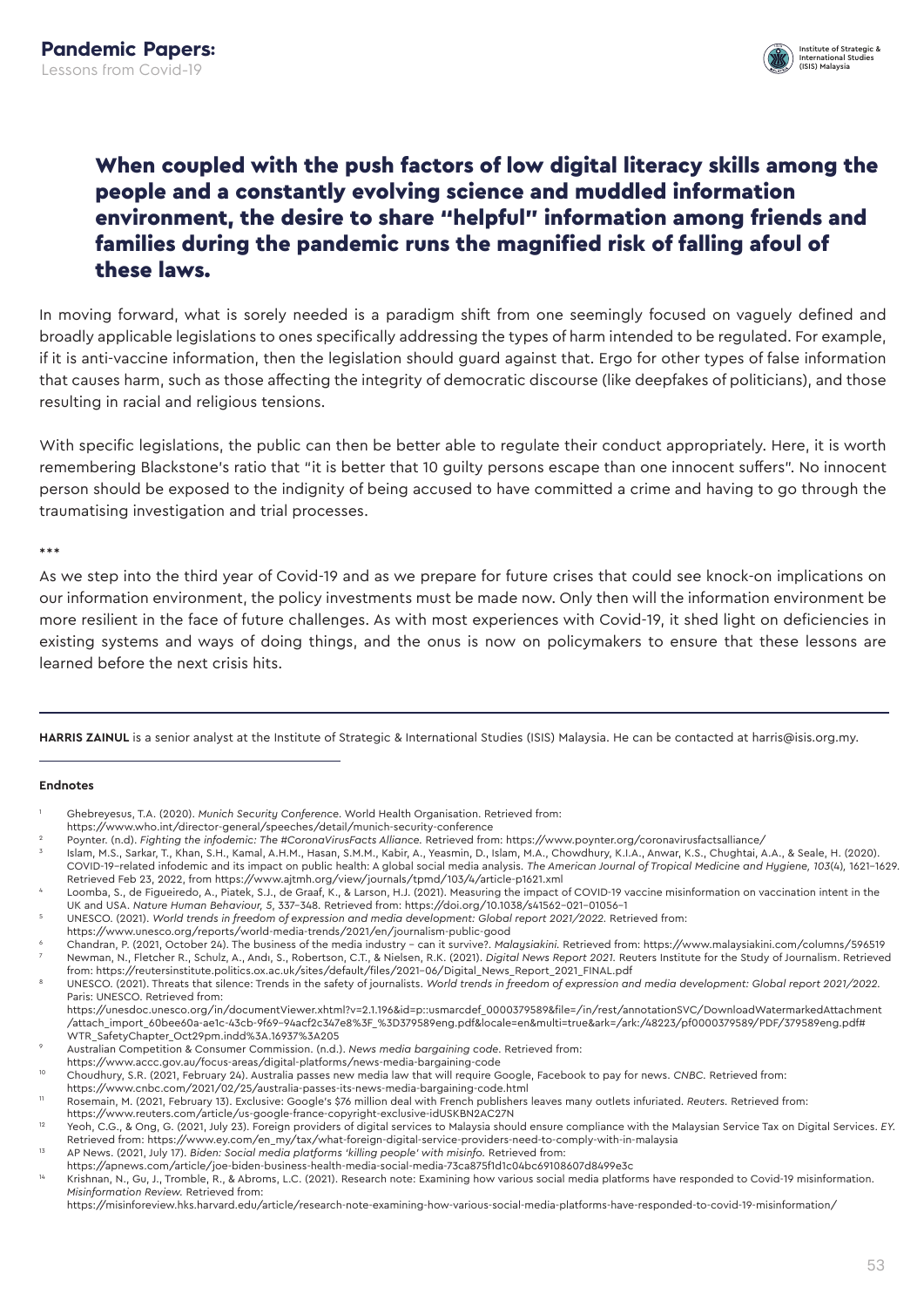**When coupled with the push factors of low digital literacy skills among the people and a constantly evolving science and muddled information environment, the desire to share "helpful" information among friends and families during the pandemic runs the magnified risk of falling afoul of these laws.**

In moving forward, what is sorely needed is a paradigm shift from one seemingly focused on vaguely defined and broadly applicable legislations to ones specifically addressing the types of harm intended to be regulated. For example, if it is anti-vaccine information, then the legislation should guard against that. Ergo for other types of false information that causes harm, such as those affecting the integrity of democratic discourse (like deepfakes of politicians), and those resulting in racial and religious tensions.

With specific legislations, the public can then be better able to regulate their conduct appropriately. Here, it is worth remembering Blackstone's ratio that "it is better that 10 guilty persons escape than one innocent suffers". No innocent person should be exposed to the indignity of being accused to have committed a crime and having to go through the traumatising investigation and trial processes.

***

As we step into the third year of Covid-19 and as we prepare for future crises that could see knock-on implications on our information environment, the policy investments must be made now. Only then will the information environment be more resilient in the face of future challenges. As with most experiences with Covid-19, it shed light on deficiencies in existing systems and ways of doing things, and the onus is now on policymakers to ensure that these lessons are learned before the next crisis hits.

---

**HARRIS ZAINUL** is a senior analyst at the Institute of Strategic & International Studies (ISIS) Malaysia. He can be contacted at harris@isis.org.my.

---

#### Endnotes

1. Ghebreyesus, T.A. (2020). *Munich Security Conference*. World Health Organisation. Retrieved from: https://www.who.int/director-general/speeches/detail/munich-security-conference
2. Poynter. (n.d). *Fighting the infodemic: The #CoronaVirusFacts Alliance.* Retrieved from: https://www.poynter.org/coronavirusfactsalliance/
3. Islam, M.S., Sarkar, T., Khan, S.H., Kamal, A.H.M., Hasan, S.M.M., Kabir, A., Yeasmin, D., Islam, M.A., Chowdhury, K.I.A., Anwar, K.S., Chughtai, A.A., & Seale, H. (2020). COVID-19–related infodemic and its impact on public health: A global social media analysis. *The American Journal of Tropical Medicine and Hygiene, 103*(4), 1621–1629. Retrieved Feb 23, 2022, from https://www.ajtmh.org/view/journals/tpmd/103/4/article-p1621.xml
4. Loomba, S., de Figueiredo, A., Piatek, S.J., de Graaf, K., & Larson, H.J. (2021). Measuring the impact of COVID-19 vaccine misinformation on vaccination intent in the UK and USA. *Nature Human Behaviour, 5*, 337–348. Retrieved from: https://doi.org/10.1038/s41562-021-01056-1
5. UNESCO. (2021). *World trends in freedom of expression and media development: Global report 2021/2022.* Retrieved from: https://www.unesco.org/reports/world-media-trends/2021/en/journalism-public-good
6. Chandran, P. (2021, October 24). The business of the media industry – can it survive?. *Malaysiakini.* Retrieved from: https://www.malaysiakini.com/columns/596519
7. Newman, N., Fletcher R., Schulz, A., Andı, S., Robertson, C.T., & Nielsen, R.K. (2021). *Digital News Report 2021.* Reuters Institute for the Study of Journalism. Retrieved from: https://reutersinstitute.politics.ox.ac.uk/sites/default/files/2021-06/Digital_News_Report_2021_FINAL.pdf
8. UNESCO. (2021). Threats that silence: Trends in the safety of journalists. *World trends in freedom of expression and media development: Global report 2021/2022.* Paris: UNESCO. Retrieved from: https://unesdoc.unesco.org/in/documentViewer.xhtml?v=2.1.196&id=p::usmarcdef_0000379589&file=/in/rest/annotationSVC/DownloadWatermarkedAttachment/attach_import_60bee60a-ae1c-43cb-9f69-94acf2c347e8%3F_%3D379589eng.pdf&locale=en&multi=true&ark=/ark:/48223/pf0000379589/PDF/379589eng.pdf#WTR_SafetyChapter_Oct29pm.indd%3A.16937%3A205
9. Australian Competition & Consumer Commission. (n.d.). *News media bargaining code.* Retrieved from: https://www.accc.gov.au/focus-areas/digital-platforms/news-media-bargaining-code
10. Choudhury, S.R. (2021, February 24). Australia passes new media law that will require Google, Facebook to pay for news. *CNBC*. Retrieved from: https://www.cnbc.com/2021/02/25/australia-passes-its-news-media-bargaining-code.html
11. Rosemain, M. (2021, February 13). Exclusive: Google's $76 million deal with French publishers leaves many outlets infuriated. *Reuters.* Retrieved from: https://www.reuters.com/article/us-google-france-copyright-exclusive-idUSKBN2AC27N
12. Yeoh, C.G., & Ong, G. (2021, July 23). Foreign providers of digital services to Malaysia should ensure compliance with the Malaysian Service Tax on Digital Services. *EY.* Retrieved from: https://www.ey.com/en_my/tax/what-foreign-digital-service-providers-need-to-comply-with-in-malaysia
13. AP News. (2021, July 17). *Biden: Social media platforms 'killing people' with misinfo.* Retrieved from: https://apnews.com/article/joe-biden-business-health-media-social-media-73ca875f1d1c04bc69108607d8499e3c
14. Krishnan, N., Gu, J., Tromble, R., & Abroms, L.C. (2021). Research note: Examining how various social media platforms have responded to Covid-19 misinformation. *Misinformation Review.* Retrieved from: https://misinforeview.hks.harvard.edu/article/research-note-examining-how-various-social-media-platforms-have-responded-to-covid-19-misinformation/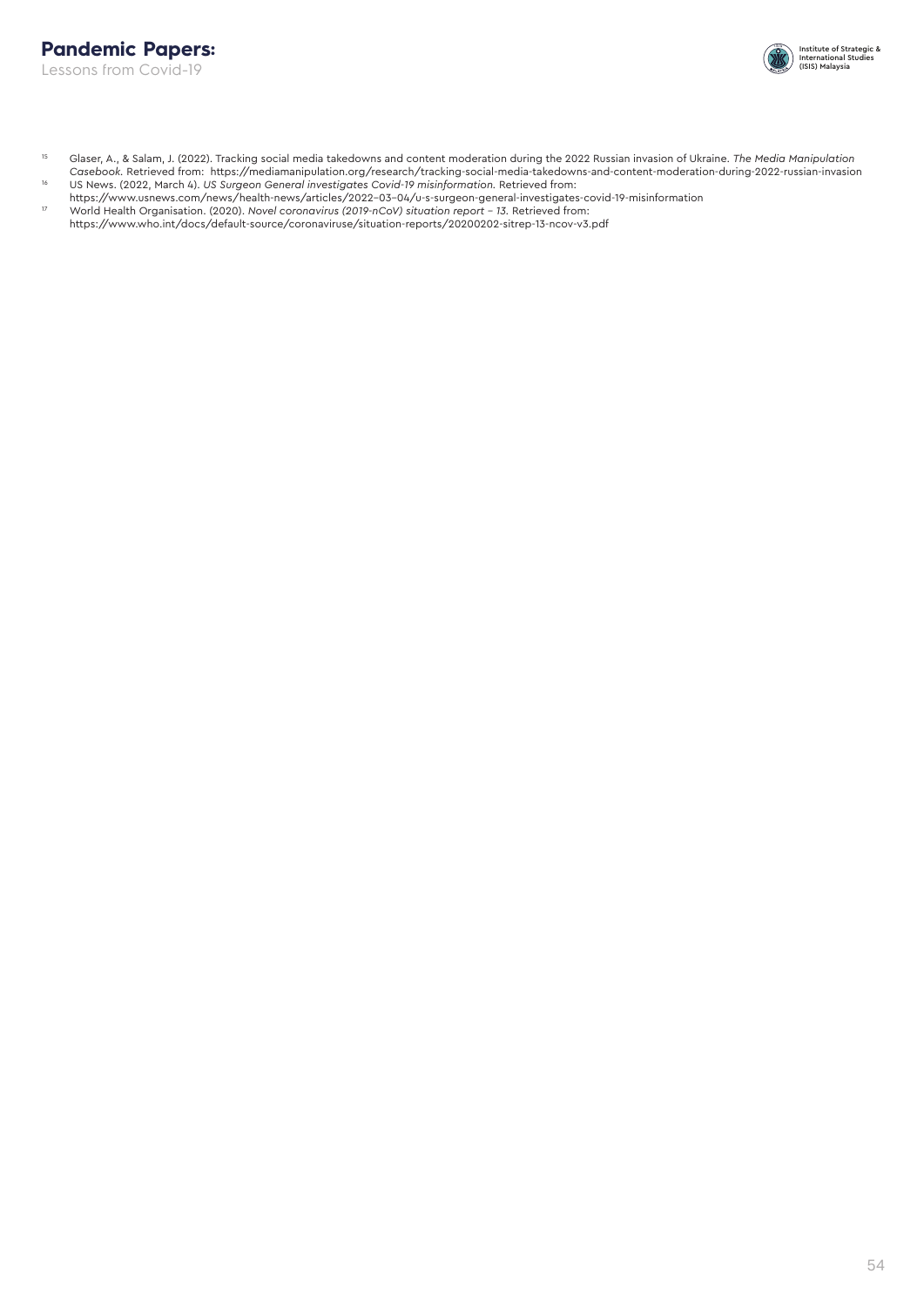[15] Glaser, A., & Salam, J. (2022). Tracking social media takedowns and content moderation during the 2022 Russian invasion of Ukraine. *The Media Manipulation Casebook.* Retrieved from: https://mediamanipulation.org/research/tracking-social-media-takedowns-and-content-moderation-during-2022-russian-invasion

[16] US News. (2022, March 4). *US Surgeon General investigates Covid-19 misinformation.* Retrieved from: https://www.usnews.com/news/health-news/articles/2022-03-04/u-s-surgeon-general-investigates-covid-19-misinformation

[17] World Health Organisation. (2020). *Novel coronavirus (2019-nCoV) situation report – 13.* Retrieved from: https://www.who.int/docs/default-source/coronaviruse/situation-reports/20200202-sitrep-13-ncov-v3.pdf